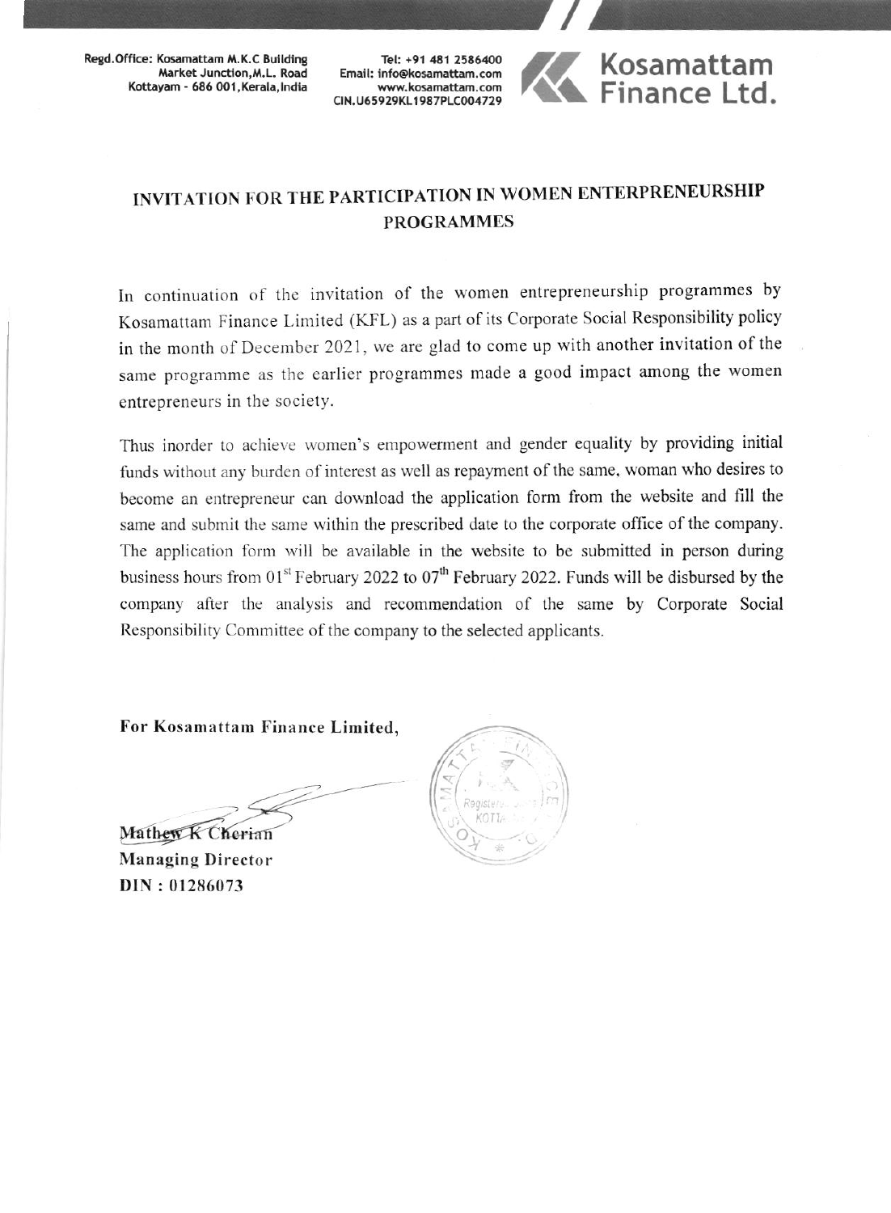Regd.Office: Kosamattam M.K.C Building
Market Junction, M.L. Road
Kottayam - 686 001, Kerala, India

Tel: +91 481 2586400
Email: info@kosamattam.com
www.kosamattam.com
CIN.U65929KL1987PLC004729

**Kosamattam Finance Ltd.**

## INVITATION FOR THE PARTICIPATION IN WOMEN ENTERPRENEURSHIP PROGRAMMES

In continuation of the invitation of the women entrepreneurship programmes by Kosamattam Finance Limited (KFL) as a part of its Corporate Social Responsibility policy in the month of December 2021, we are glad to come up with another invitation of the same programme as the earlier programmes made a good impact among the women entrepreneurs in the society.

Thus inorder to achieve women's empowerment and gender equality by providing initial funds without any burden of interest as well as repayment of the same, woman who desires to become an entrepreneur can download the application form from the website and fill the same and submit the same within the prescribed date to the corporate office of the company. The application form will be available in the website to be submitted in person during business hours from 01st February 2022 to 07th February 2022. Funds will be disbursed by the company after the analysis and recommendation of the same by Corporate Social Responsibility Committee of the company to the selected applicants.

**For Kosamattam Finance Limited,**

Mathew K Cherian
**Managing Director**
**DIN : 01286073**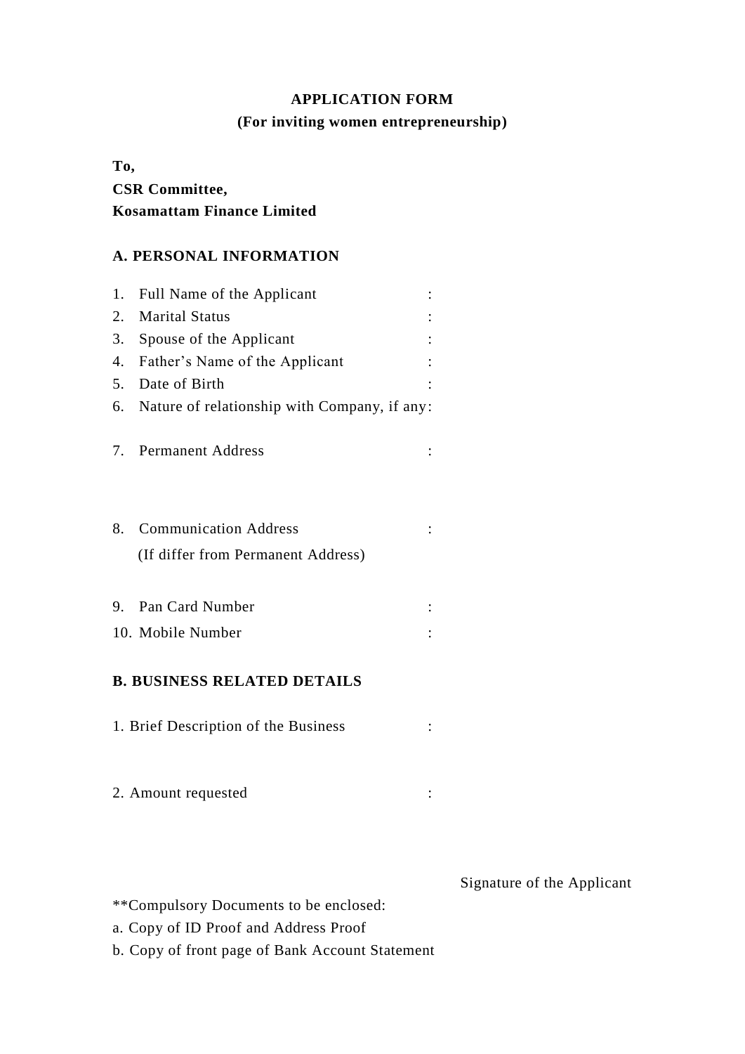**APPLICATION FORM**

**(For inviting women entrepreneurship)**

**To,**
**CSR Committee,**
**Kosamattam Finance Limited**

**A. PERSONAL INFORMATION**

1. Full Name of the Applicant :
2. Marital Status :
3. Spouse of the Applicant :
4. Father's Name of the Applicant :
5. Date of Birth :
6. Nature of relationship with Company, if any:
7. Permanent Address :
8. Communication Address :
   (If differ from Permanent Address)
9. Pan Card Number :
10. Mobile Number :

**B. BUSINESS RELATED DETAILS**

1. Brief Description of the Business :
2. Amount requested :

Signature of the Applicant

**Compulsory Documents to be enclosed:

a. Copy of ID Proof and Address Proof

b. Copy of front page of Bank Account Statement